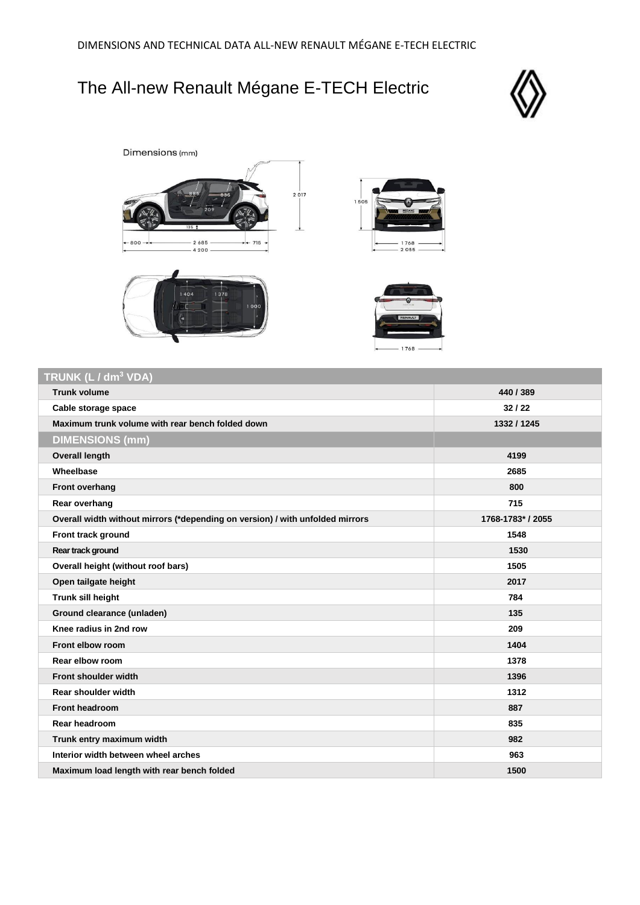DIMENSIONS AND TECHNICAL DATA ALL-NEW RENAULT MÉGANE E-TECH ELECTRIC

# The All-new Renault Mégane E-TECH Electric

Dimensions (mm)

| TRUNK (L / $dm^3$ VDA) | |
|---|---|
| Trunk volume | 440 / 389 |
| Cable storage space | 32 / 22 |
| Maximum trunk volume with rear bench folded down | 1332 / 1245 |
| **DIMENSIONS (mm)** | |
| Overall length | 4199 |
| Wheelbase | 2685 |
| Front overhang | 800 |
| Rear overhang | 715 |
| Overall width without mirrors (*depending on version) / with unfolded mirrors | 1768-1783* / 2055 |
| Front track ground | 1548 |
| Rear track ground | 1530 |
| Overall height (without roof bars) | 1505 |
| Open tailgate height | 2017 |
| Trunk sill height | 784 |
| Ground clearance (unladen) | 135 |
| Knee radius in 2nd row | 209 |
| Front elbow room | 1404 |
| Rear elbow room | 1378 |
| Front shoulder width | 1396 |
| Rear shoulder width | 1312 |
| Front headroom | 887 |
| Rear headroom | 835 |
| Trunk entry maximum width | 982 |
| Interior width between wheel arches | 963 |
| Maximum load length with rear bench folded | 1500 |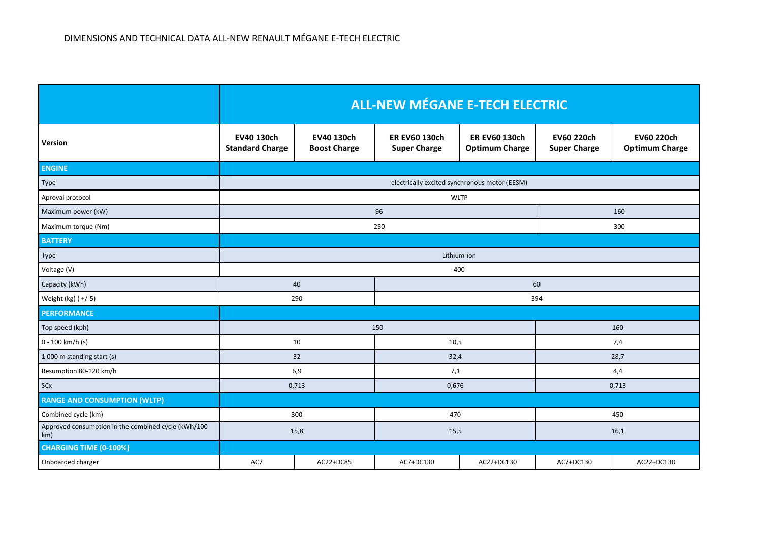DIMENSIONS AND TECHNICAL DATA ALL-NEW RENAULT MÉGANE E-TECH ELECTRIC

| | ALL-NEW MÉGANE E-TECH ELECTRIC | | | | | |
|---|---|---|---|---|---|---|
| **Version** | **EV40 130ch Standard Charge** | **EV40 130ch Boost Charge** | **ER EV60 130ch Super Charge** | **ER EV60 130ch Optimum Charge** | **EV60 220ch Super Charge** | **EV60 220ch Optimum Charge** |
| **ENGINE** | | | | | | |
| Type | electrically excited synchronous motor (EESM) | | | | | |
| Aproval protocol | WLTP | | | | | |
| Maximum power (kW) | 96 | | | | 160 | |
| Maximum torque (Nm) | 250 | | | | 300 | |
| **BATTERY** | | | | | | |
| Type | Lithium-ion | | | | | |
| Voltage (V) | 400 | | | | | |
| Capacity (kWh) | 40 | | 60 | | | |
| Weight (kg) ( +/-5) | 290 | | 394 | | | |
| **PERFORMANCE** | | | | | | |
| Top speed (kph) | 150 | | | | 160 | |
| 0 - 100 km/h (s) | 10 | | 10,5 | | 7,4 | |
| 1 000 m standing start (s) | 32 | | 32,4 | | 28,7 | |
| Resumption 80-120 km/h | 6,9 | | 7,1 | | 4,4 | |
| SCx | 0,713 | | 0,676 | | 0,713 | |
| **RANGE AND CONSUMPTION (WLTP)** | | | | | | |
| Combined cycle (km) | 300 | | 470 | | 450 | |
| Approved consumption in the combined cycle (kWh/100 km) | 15,8 | | 15,5 | | 16,1 | |
| **CHARGING TIME (0-100%)** | | | | | | |
| Onboarded charger | AC7 | AC22+DC85 | AC7+DC130 | AC22+DC130 | AC7+DC130 | AC22+DC130 |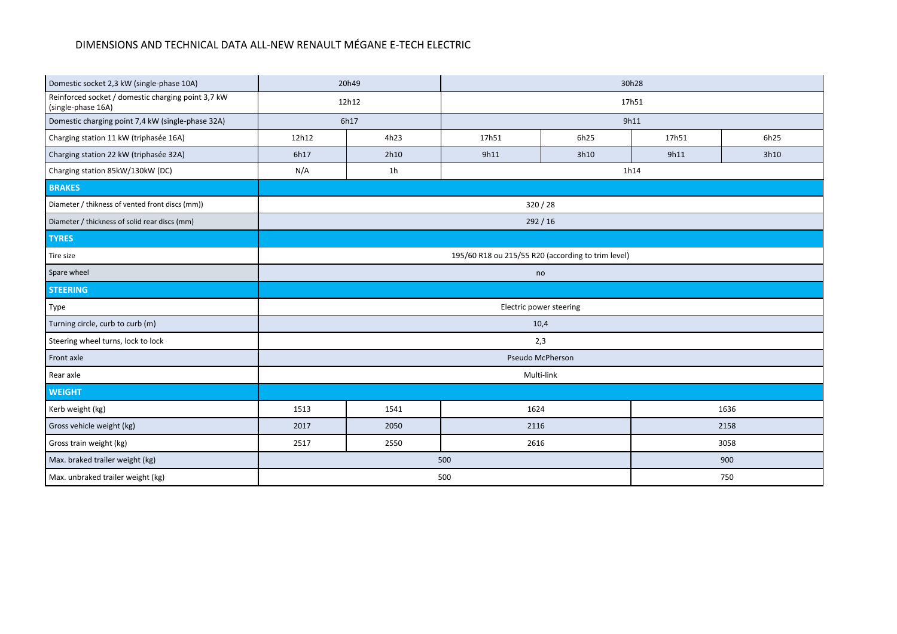# DIMENSIONS AND TECHNICAL DATA ALL-NEW RENAULT MÉGANE E-TECH ELECTRIC

| | | | | | | |
|---|---|---|---|---|---|---|
| Domestic socket 2,3 kW (single-phase 10A) | 20h49 | | 30h28 | | | |
| Reinforced socket / domestic charging point 3,7 kW (single-phase 16A) | 12h12 | | 17h51 | | | |
| Domestic charging point 7,4 kW (single-phase 32A) | 6h17 | | 9h11 | | | |
| Charging station 11 kW (triphasée 16A) | 12h12 | 4h23 | 17h51 | 6h25 | 17h51 | 6h25 |
| Charging station 22 kW (triphasée 32A) | 6h17 | 2h10 | 9h11 | 3h10 | 9h11 | 3h10 |
| Charging station 85kW/130kW (DC) | N/A | 1h | 1h14 | | | |
| **BRAKES** | | | | | | |
| Diameter / thikness of vented front discs (mm)) | 320 / 28 | | | | | |
| Diameter / thickness of solid rear discs (mm) | 292 / 16 | | | | | |
| **TYRES** | | | | | | |
| Tire size | 195/60 R18 ou 215/55 R20 (according to trim level) | | | | | |
| Spare wheel | no | | | | | |
| **STEERING** | | | | | | |
| Type | Electric power steering | | | | | |
| Turning circle, curb to curb (m) | 10,4 | | | | | |
| Steering wheel turns, lock to lock | 2,3 | | | | | |
| Front axle | Pseudo McPherson | | | | | |
| Rear axle | Multi-link | | | | | |
| **WEIGHT** | | | | | | |
| Kerb weight (kg) | 1513 | 1541 | 1624 | | 1636 | |
| Gross vehicle weight (kg) | 2017 | 2050 | 2116 | | 2158 | |
| Gross train weight (kg) | 2517 | 2550 | 2616 | | 3058 | |
| Max. braked trailer weight (kg) | 500 | | | | 900 | |
| Max. unbraked trailer weight (kg) | 500 | | | | 750 | |